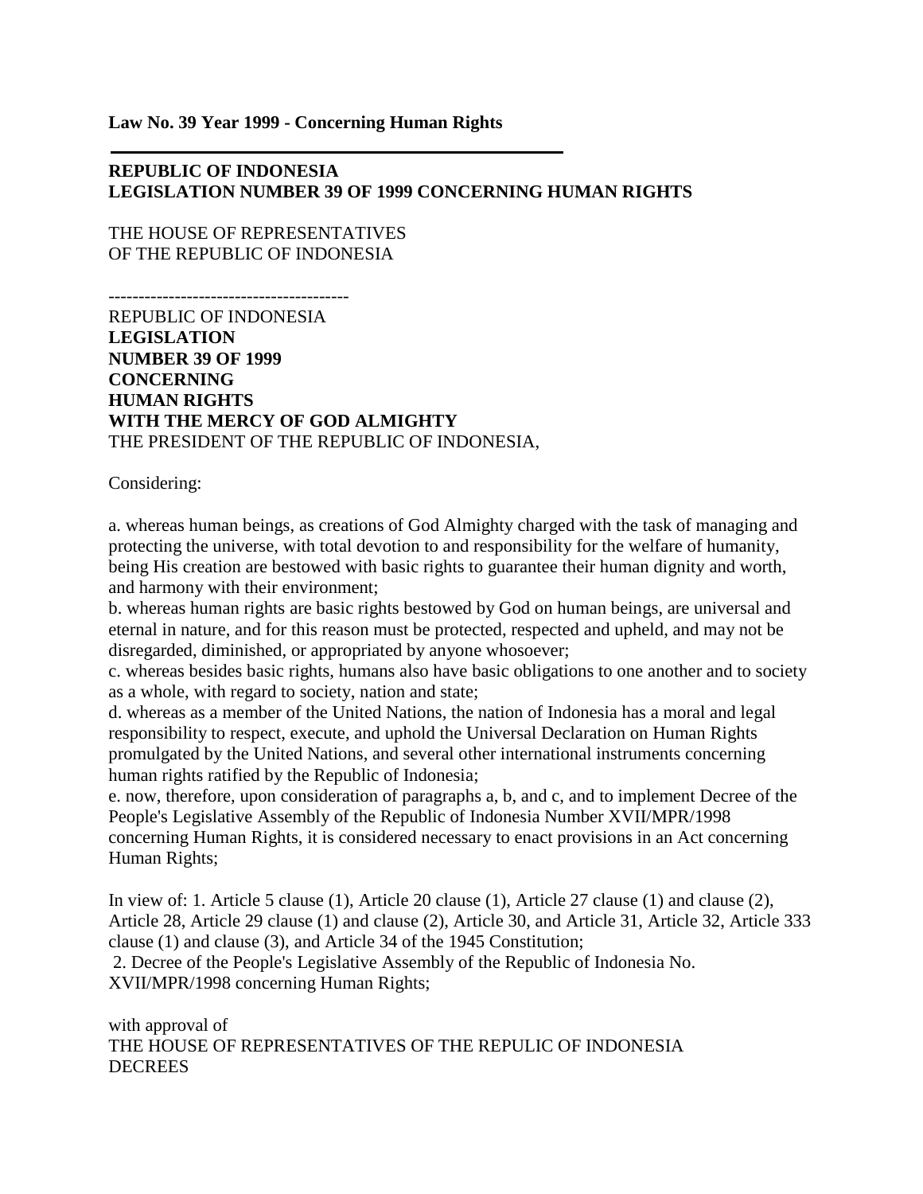**Law No. 39 Year 1999 - Concerning Human Rights**

---

**REPUBLIC OF INDONESIA**
**LEGISLATION NUMBER 39 OF 1999 CONCERNING HUMAN RIGHTS**

THE HOUSE OF REPRESENTATIVES
OF THE REPUBLIC OF INDONESIA

----------------------------------------

REPUBLIC OF INDONESIA
**LEGISLATION**
**NUMBER 39 OF 1999**
**CONCERNING**
**HUMAN RIGHTS**
**WITH THE MERCY OF GOD ALMIGHTY**
THE PRESIDENT OF THE REPUBLIC OF INDONESIA,

Considering:

a. whereas human beings, as creations of God Almighty charged with the task of managing and protecting the universe, with total devotion to and responsibility for the welfare of humanity, being His creation are bestowed with basic rights to guarantee their human dignity and worth, and harmony with their environment;
b. whereas human rights are basic rights bestowed by God on human beings, are universal and eternal in nature, and for this reason must be protected, respected and upheld, and may not be disregarded, diminished, or appropriated by anyone whosoever;
c. whereas besides basic rights, humans also have basic obligations to one another and to society as a whole, with regard to society, nation and state;
d. whereas as a member of the United Nations, the nation of Indonesia has a moral and legal responsibility to respect, execute, and uphold the Universal Declaration on Human Rights promulgated by the United Nations, and several other international instruments concerning human rights ratified by the Republic of Indonesia;
e. now, therefore, upon consideration of paragraphs a, b, and c, and to implement Decree of the People's Legislative Assembly of the Republic of Indonesia Number XVII/MPR/1998 concerning Human Rights, it is considered necessary to enact provisions in an Act concerning Human Rights;

In view of: 1. Article 5 clause (1), Article 20 clause (1), Article 27 clause (1) and clause (2), Article 28, Article 29 clause (1) and clause (2), Article 30, and Article 31, Article 32, Article 333 clause (1) and clause (3), and Article 34 of the 1945 Constitution;
2. Decree of the People's Legislative Assembly of the Republic of Indonesia No. XVII/MPR/1998 concerning Human Rights;

with approval of
THE HOUSE OF REPRESENTATIVES OF THE REPULIC OF INDONESIA
DECREES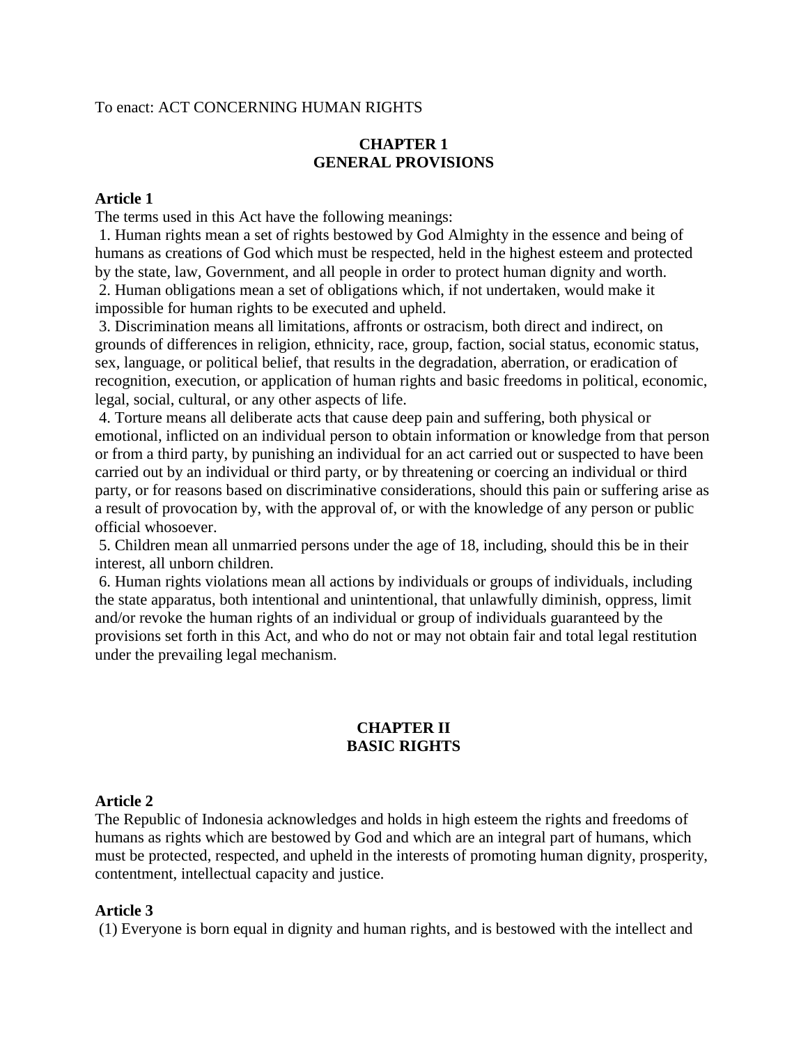To enact: ACT CONCERNING HUMAN RIGHTS

## CHAPTER 1
## GENERAL PROVISIONS

**Article 1**

The terms used in this Act have the following meanings:

1. Human rights mean a set of rights bestowed by God Almighty in the essence and being of humans as creations of God which must be respected, held in the highest esteem and protected by the state, law, Government, and all people in order to protect human dignity and worth.
2. Human obligations mean a set of obligations which, if not undertaken, would make it impossible for human rights to be executed and upheld.
3. Discrimination means all limitations, affronts or ostracism, both direct and indirect, on grounds of differences in religion, ethnicity, race, group, faction, social status, economic status, sex, language, or political belief, that results in the degradation, aberration, or eradication of recognition, execution, or application of human rights and basic freedoms in political, economic, legal, social, cultural, or any other aspects of life.
4. Torture means all deliberate acts that cause deep pain and suffering, both physical or emotional, inflicted on an individual person to obtain information or knowledge from that person or from a third party, by punishing an individual for an act carried out or suspected to have been carried out by an individual or third party, or by threatening or coercing an individual or third party, or for reasons based on discriminative considerations, should this pain or suffering arise as a result of provocation by, with the approval of, or with the knowledge of any person or public official whosoever.
5. Children mean all unmarried persons under the age of 18, including, should this be in their interest, all unborn children.
6. Human rights violations mean all actions by individuals or groups of individuals, including the state apparatus, both intentional and unintentional, that unlawfully diminish, oppress, limit and/or revoke the human rights of an individual or group of individuals guaranteed by the provisions set forth in this Act, and who do not or may not obtain fair and total legal restitution under the prevailing legal mechanism.

## CHAPTER II
## BASIC RIGHTS

**Article 2**

The Republic of Indonesia acknowledges and holds in high esteem the rights and freedoms of humans as rights which are bestowed by God and which are an integral part of humans, which must be protected, respected, and upheld in the interests of promoting human dignity, prosperity, contentment, intellectual capacity and justice.

**Article 3**

(1) Everyone is born equal in dignity and human rights, and is bestowed with the intellect and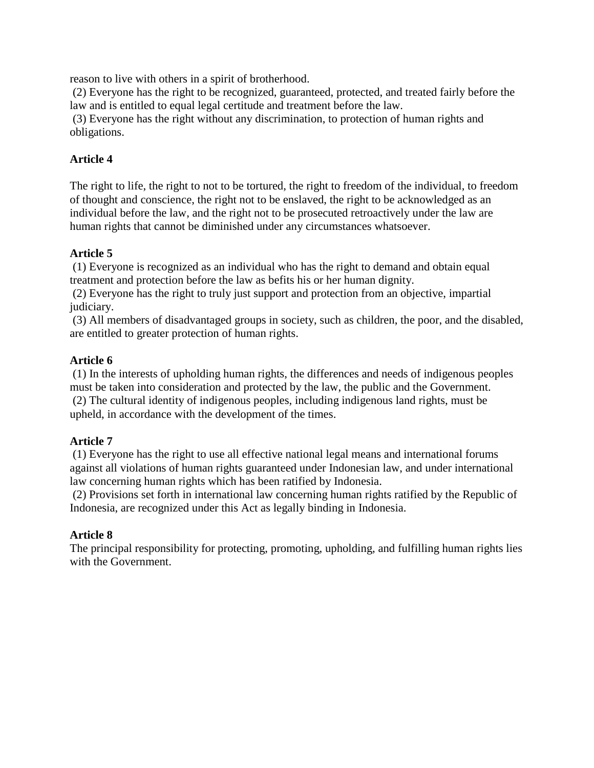reason to live with others in a spirit of brotherhood.

(2) Everyone has the right to be recognized, guaranteed, protected, and treated fairly before the law and is entitled to equal legal certitude and treatment before the law.

(3) Everyone has the right without any discrimination, to protection of human rights and obligations.

**Article 4**

The right to life, the right to not to be tortured, the right to freedom of the individual, to freedom of thought and conscience, the right not to be enslaved, the right to be acknowledged as an individual before the law, and the right not to be prosecuted retroactively under the law are human rights that cannot be diminished under any circumstances whatsoever.

**Article 5**

(1) Everyone is recognized as an individual who has the right to demand and obtain equal treatment and protection before the law as befits his or her human dignity.

(2) Everyone has the right to truly just support and protection from an objective, impartial judiciary.

(3) All members of disadvantaged groups in society, such as children, the poor, and the disabled, are entitled to greater protection of human rights.

**Article 6**

(1) In the interests of upholding human rights, the differences and needs of indigenous peoples must be taken into consideration and protected by the law, the public and the Government.

(2) The cultural identity of indigenous peoples, including indigenous land rights, must be upheld, in accordance with the development of the times.

**Article 7**

(1) Everyone has the right to use all effective national legal means and international forums against all violations of human rights guaranteed under Indonesian law, and under international law concerning human rights which has been ratified by Indonesia.

(2) Provisions set forth in international law concerning human rights ratified by the Republic of Indonesia, are recognized under this Act as legally binding in Indonesia.

**Article 8**

The principal responsibility for protecting, promoting, upholding, and fulfilling human rights lies with the Government.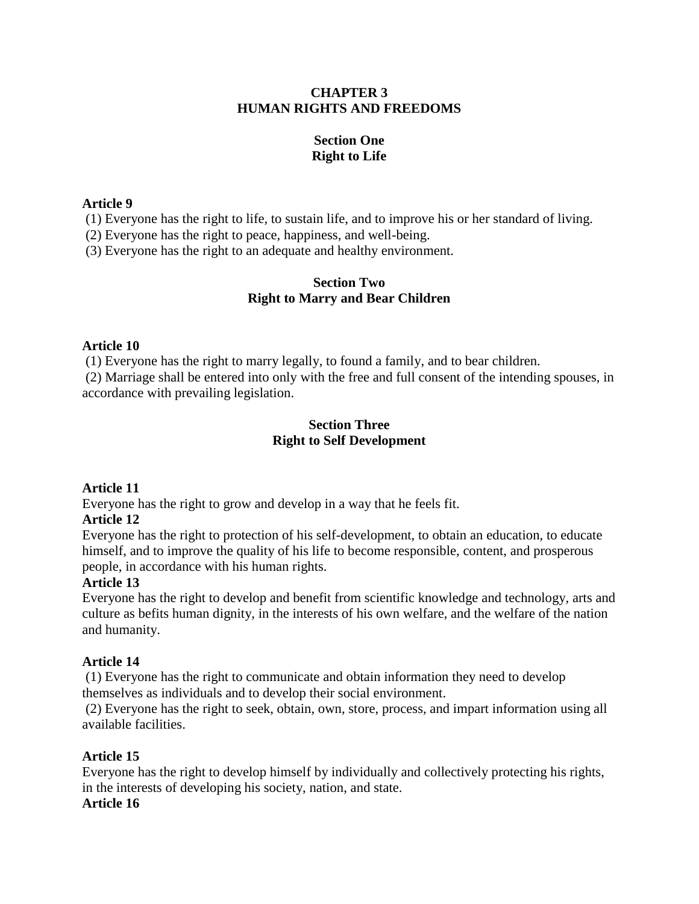# CHAPTER 3
# HUMAN RIGHTS AND FREEDOMS

## Section One
## Right to Life

**Article 9**

(1) Everyone has the right to life, to sustain life, and to improve his or her standard of living.

(2) Everyone has the right to peace, happiness, and well-being.

(3) Everyone has the right to an adequate and healthy environment.

## Section Two
## Right to Marry and Bear Children

**Article 10**

(1) Everyone has the right to marry legally, to found a family, and to bear children.

(2) Marriage shall be entered into only with the free and full consent of the intending spouses, in accordance with prevailing legislation.

## Section Three
## Right to Self Development

**Article 11**

Everyone has the right to grow and develop in a way that he feels fit.

**Article 12**

Everyone has the right to protection of his self-development, to obtain an education, to educate himself, and to improve the quality of his life to become responsible, content, and prosperous people, in accordance with his human rights.

**Article 13**

Everyone has the right to develop and benefit from scientific knowledge and technology, arts and culture as befits human dignity, in the interests of his own welfare, and the welfare of the nation and humanity.

**Article 14**

(1) Everyone has the right to communicate and obtain information they need to develop themselves as individuals and to develop their social environment.

(2) Everyone has the right to seek, obtain, own, store, process, and impart information using all available facilities.

**Article 15**

Everyone has the right to develop himself by individually and collectively protecting his rights, in the interests of developing his society, nation, and state.

**Article 16**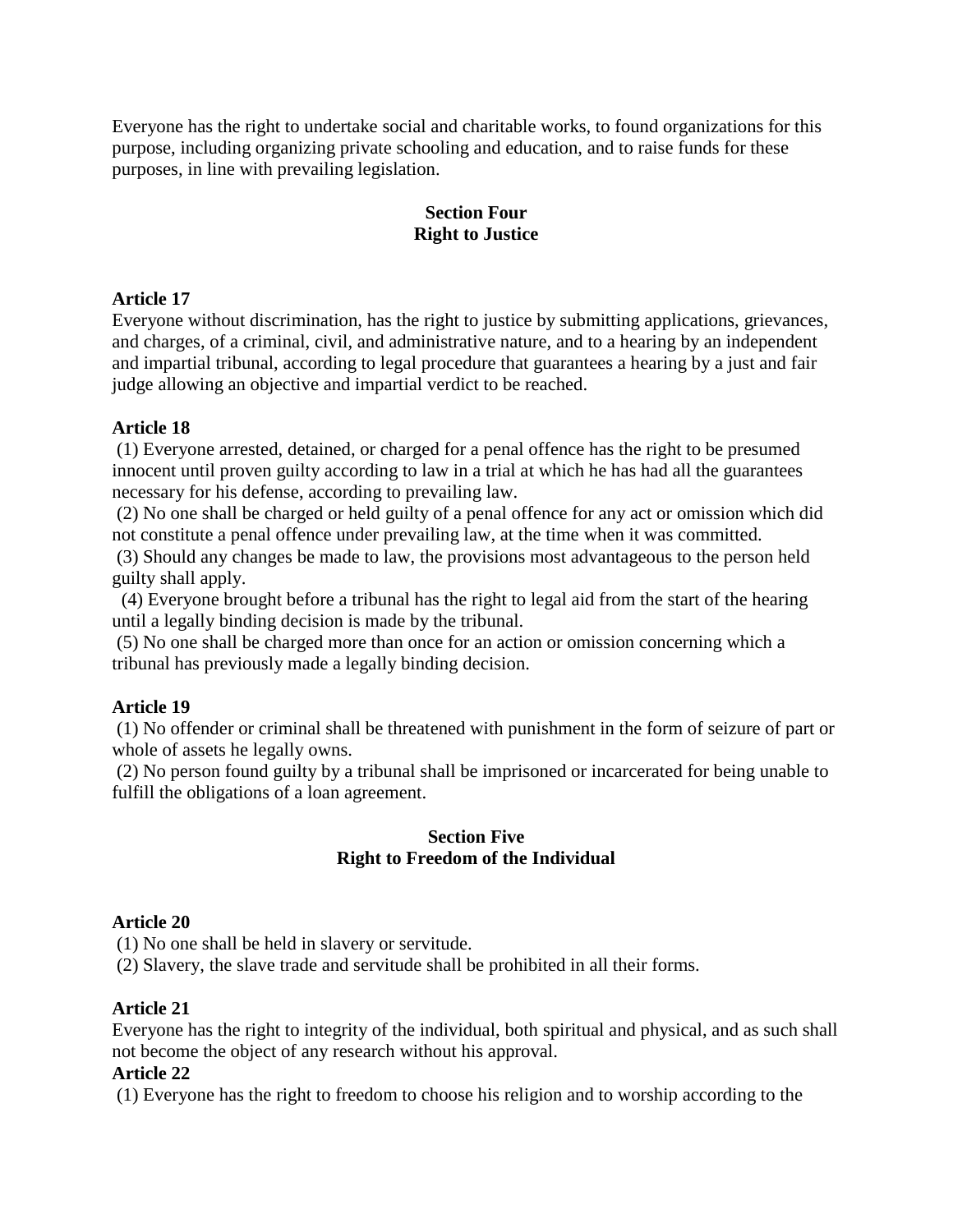Everyone has the right to undertake social and charitable works, to found organizations for this purpose, including organizing private schooling and education, and to raise funds for these purposes, in line with prevailing legislation.

## Section Four
## Right to Justice

### Article 17

Everyone without discrimination, has the right to justice by submitting applications, grievances, and charges, of a criminal, civil, and administrative nature, and to a hearing by an independent and impartial tribunal, according to legal procedure that guarantees a hearing by a just and fair judge allowing an objective and impartial verdict to be reached.

### Article 18

(1) Everyone arrested, detained, or charged for a penal offence has the right to be presumed innocent until proven guilty according to law in a trial at which he has had all the guarantees necessary for his defense, according to prevailing law.

(2) No one shall be charged or held guilty of a penal offence for any act or omission which did not constitute a penal offence under prevailing law, at the time when it was committed.

(3) Should any changes be made to law, the provisions most advantageous to the person held guilty shall apply.

(4) Everyone brought before a tribunal has the right to legal aid from the start of the hearing until a legally binding decision is made by the tribunal.

(5) No one shall be charged more than once for an action or omission concerning which a tribunal has previously made a legally binding decision.

### Article 19

(1) No offender or criminal shall be threatened with punishment in the form of seizure of part or whole of assets he legally owns.

(2) No person found guilty by a tribunal shall be imprisoned or incarcerated for being unable to fulfill the obligations of a loan agreement.

## Section Five
## Right to Freedom of the Individual

### Article 20

(1) No one shall be held in slavery or servitude.

(2) Slavery, the slave trade and servitude shall be prohibited in all their forms.

### Article 21

Everyone has the right to integrity of the individual, both spiritual and physical, and as such shall not become the object of any research without his approval.

### Article 22

(1) Everyone has the right to freedom to choose his religion and to worship according to the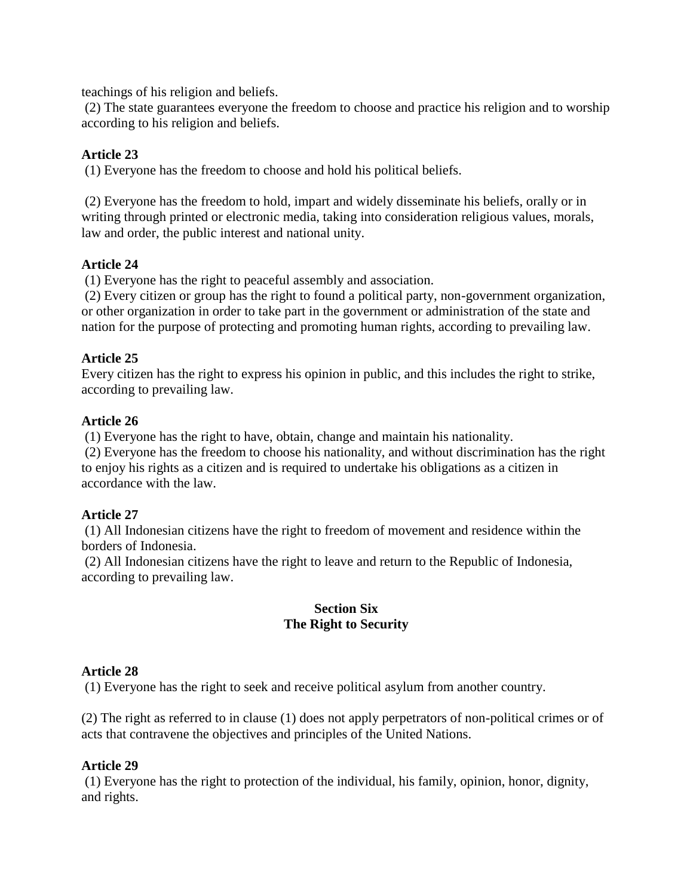teachings of his religion and beliefs.

(2) The state guarantees everyone the freedom to choose and practice his religion and to worship according to his religion and beliefs.

**Article 23**

(1) Everyone has the freedom to choose and hold his political beliefs.

(2) Everyone has the freedom to hold, impart and widely disseminate his beliefs, orally or in writing through printed or electronic media, taking into consideration religious values, morals, law and order, the public interest and national unity.

**Article 24**

(1) Everyone has the right to peaceful assembly and association.

(2) Every citizen or group has the right to found a political party, non-government organization, or other organization in order to take part in the government or administration of the state and nation for the purpose of protecting and promoting human rights, according to prevailing law.

**Article 25**

Every citizen has the right to express his opinion in public, and this includes the right to strike, according to prevailing law.

**Article 26**

(1) Everyone has the right to have, obtain, change and maintain his nationality.

(2) Everyone has the freedom to choose his nationality, and without discrimination has the right to enjoy his rights as a citizen and is required to undertake his obligations as a citizen in accordance with the law.

**Article 27**

(1) All Indonesian citizens have the right to freedom of movement and residence within the borders of Indonesia.

(2) All Indonesian citizens have the right to leave and return to the Republic of Indonesia, according to prevailing law.

## Section Six
## The Right to Security

**Article 28**

(1) Everyone has the right to seek and receive political asylum from another country.

(2) The right as referred to in clause (1) does not apply perpetrators of non-political crimes or of acts that contravene the objectives and principles of the United Nations.

**Article 29**

(1) Everyone has the right to protection of the individual, his family, opinion, honor, dignity, and rights.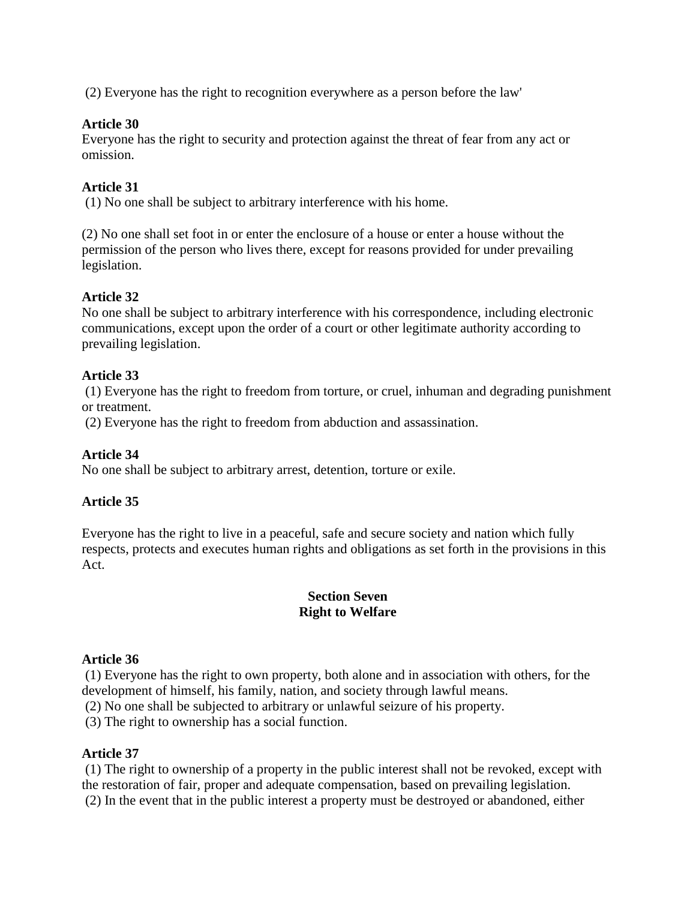(2) Everyone has the right to recognition everywhere as a person before the law'

**Article 30**
Everyone has the right to security and protection against the threat of fear from any act or omission.

**Article 31**
(1) No one shall be subject to arbitrary interference with his home.

(2) No one shall set foot in or enter the enclosure of a house or enter a house without the permission of the person who lives there, except for reasons provided for under prevailing legislation.

**Article 32**
No one shall be subject to arbitrary interference with his correspondence, including electronic communications, except upon the order of a court or other legitimate authority according to prevailing legislation.

**Article 33**
(1) Everyone has the right to freedom from torture, or cruel, inhuman and degrading punishment or treatment.
(2) Everyone has the right to freedom from abduction and assassination.

**Article 34**
No one shall be subject to arbitrary arrest, detention, torture or exile.

**Article 35**

Everyone has the right to live in a peaceful, safe and secure society and nation which fully respects, protects and executes human rights and obligations as set forth in the provisions in this Act.

## Section Seven
## Right to Welfare

**Article 36**
(1) Everyone has the right to own property, both alone and in association with others, for the development of himself, his family, nation, and society through lawful means.
(2) No one shall be subjected to arbitrary or unlawful seizure of his property.
(3) The right to ownership has a social function.

**Article 37**
(1) The right to ownership of a property in the public interest shall not be revoked, except with the restoration of fair, proper and adequate compensation, based on prevailing legislation.
(2) In the event that in the public interest a property must be destroyed or abandoned, either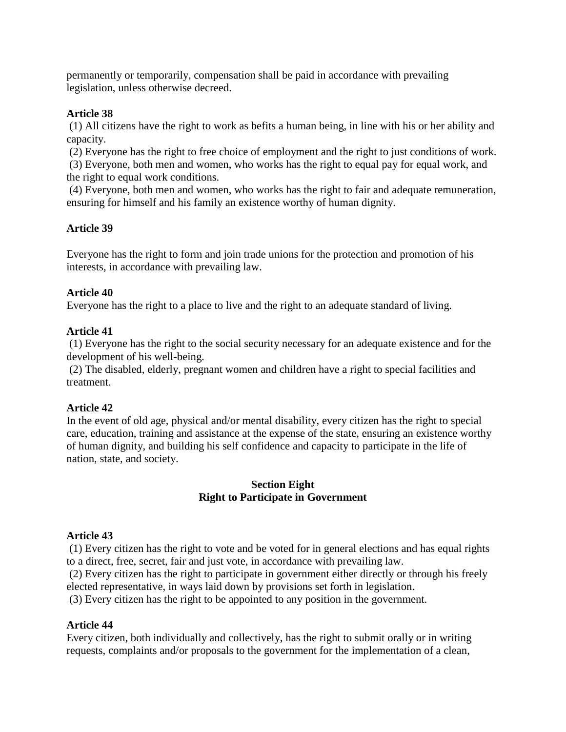permanently or temporarily, compensation shall be paid in accordance with prevailing legislation, unless otherwise decreed.

**Article 38**

(1) All citizens have the right to work as befits a human being, in line with his or her ability and capacity.

(2) Everyone has the right to free choice of employment and the right to just conditions of work.

(3) Everyone, both men and women, who works has the right to equal pay for equal work, and the right to equal work conditions.

(4) Everyone, both men and women, who works has the right to fair and adequate remuneration, ensuring for himself and his family an existence worthy of human dignity.

**Article 39**

Everyone has the right to form and join trade unions for the protection and promotion of his interests, in accordance with prevailing law.

**Article 40**

Everyone has the right to a place to live and the right to an adequate standard of living.

**Article 41**

(1) Everyone has the right to the social security necessary for an adequate existence and for the development of his well-being.

(2) The disabled, elderly, pregnant women and children have a right to special facilities and treatment.

**Article 42**

In the event of old age, physical and/or mental disability, every citizen has the right to special care, education, training and assistance at the expense of the state, ensuring an existence worthy of human dignity, and building his self confidence and capacity to participate in the life of nation, state, and society.

## Section Eight
## Right to Participate in Government

**Article 43**

(1) Every citizen has the right to vote and be voted for in general elections and has equal rights to a direct, free, secret, fair and just vote, in accordance with prevailing law.

(2) Every citizen has the right to participate in government either directly or through his freely elected representative, in ways laid down by provisions set forth in legislation.

(3) Every citizen has the right to be appointed to any position in the government.

**Article 44**

Every citizen, both individually and collectively, has the right to submit orally or in writing requests, complaints and/or proposals to the government for the implementation of a clean,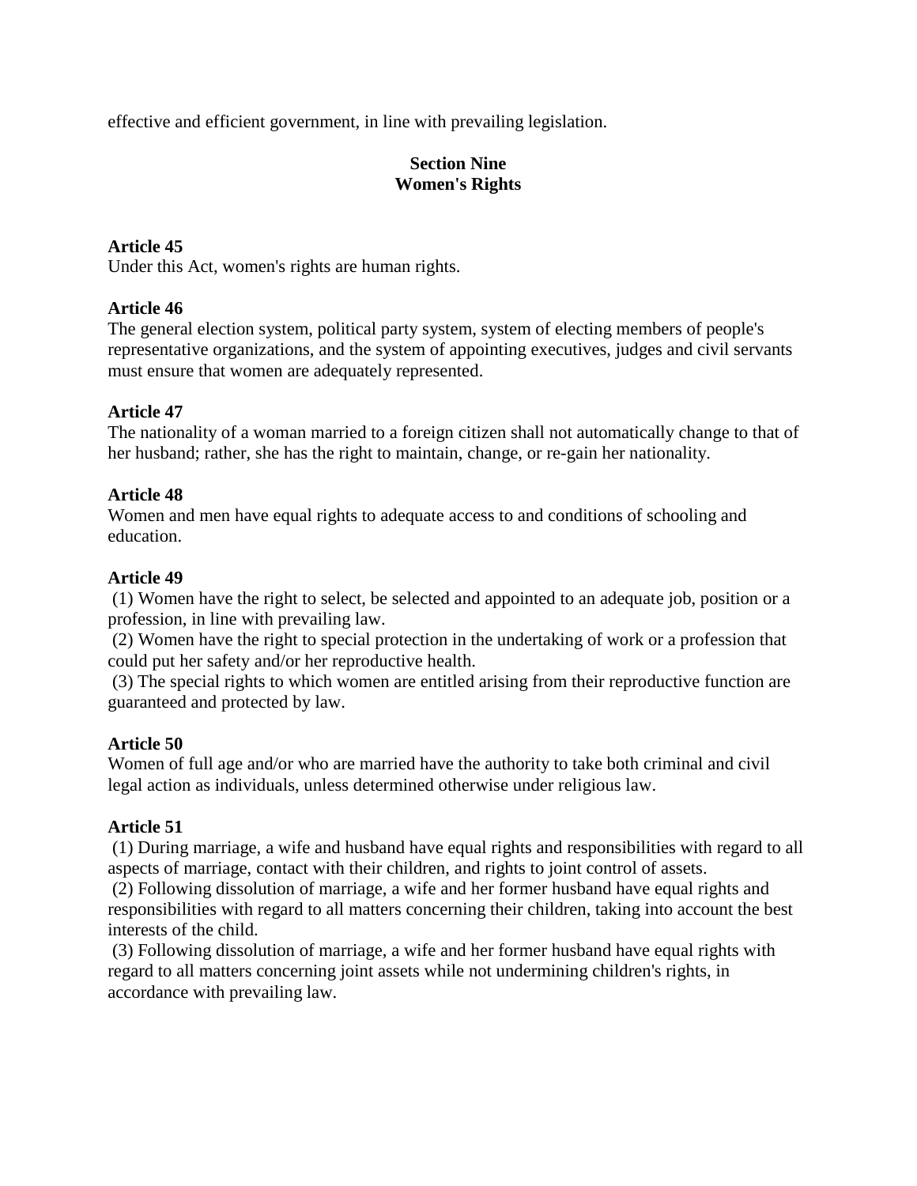effective and efficient government, in line with prevailing legislation.

## Section Nine
## Women's Rights

**Article 45**
Under this Act, women's rights are human rights.

**Article 46**
The general election system, political party system, system of electing members of people's representative organizations, and the system of appointing executives, judges and civil servants must ensure that women are adequately represented.

**Article 47**
The nationality of a woman married to a foreign citizen shall not automatically change to that of her husband; rather, she has the right to maintain, change, or re-gain her nationality.

**Article 48**
Women and men have equal rights to adequate access to and conditions of schooling and education.

**Article 49**
(1) Women have the right to select, be selected and appointed to an adequate job, position or a profession, in line with prevailing law.
(2) Women have the right to special protection in the undertaking of work or a profession that could put her safety and/or her reproductive health.
(3) The special rights to which women are entitled arising from their reproductive function are guaranteed and protected by law.

**Article 50**
Women of full age and/or who are married have the authority to take both criminal and civil legal action as individuals, unless determined otherwise under religious law.

**Article 51**
(1) During marriage, a wife and husband have equal rights and responsibilities with regard to all aspects of marriage, contact with their children, and rights to joint control of assets.
(2) Following dissolution of marriage, a wife and her former husband have equal rights and responsibilities with regard to all matters concerning their children, taking into account the best interests of the child.
(3) Following dissolution of marriage, a wife and her former husband have equal rights with regard to all matters concerning joint assets while not undermining children's rights, in accordance with prevailing law.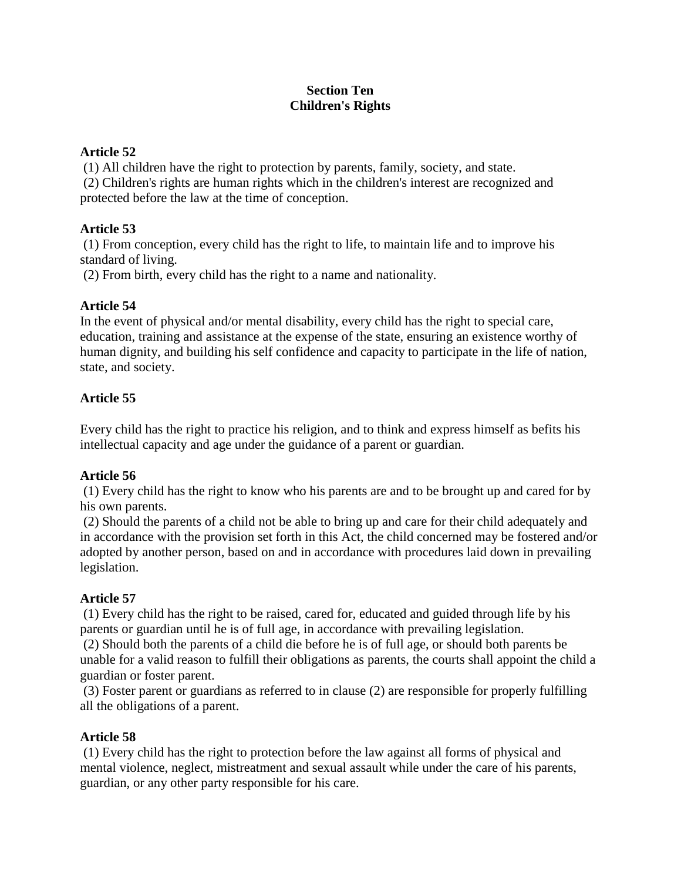## Section Ten
## Children's Rights

### Article 52

(1) All children have the right to protection by parents, family, society, and state.

(2) Children's rights are human rights which in the children's interest are recognized and protected before the law at the time of conception.

### Article 53

(1) From conception, every child has the right to life, to maintain life and to improve his standard of living.

(2) From birth, every child has the right to a name and nationality.

### Article 54

In the event of physical and/or mental disability, every child has the right to special care, education, training and assistance at the expense of the state, ensuring an existence worthy of human dignity, and building his self confidence and capacity to participate in the life of nation, state, and society.

### Article 55

Every child has the right to practice his religion, and to think and express himself as befits his intellectual capacity and age under the guidance of a parent or guardian.

### Article 56

(1) Every child has the right to know who his parents are and to be brought up and cared for by his own parents.

(2) Should the parents of a child not be able to bring up and care for their child adequately and in accordance with the provision set forth in this Act, the child concerned may be fostered and/or adopted by another person, based on and in accordance with procedures laid down in prevailing legislation.

### Article 57

(1) Every child has the right to be raised, cared for, educated and guided through life by his parents or guardian until he is of full age, in accordance with prevailing legislation.

(2) Should both the parents of a child die before he is of full age, or should both parents be unable for a valid reason to fulfill their obligations as parents, the courts shall appoint the child a guardian or foster parent.

(3) Foster parent or guardians as referred to in clause (2) are responsible for properly fulfilling all the obligations of a parent.

### Article 58

(1) Every child has the right to protection before the law against all forms of physical and mental violence, neglect, mistreatment and sexual assault while under the care of his parents, guardian, or any other party responsible for his care.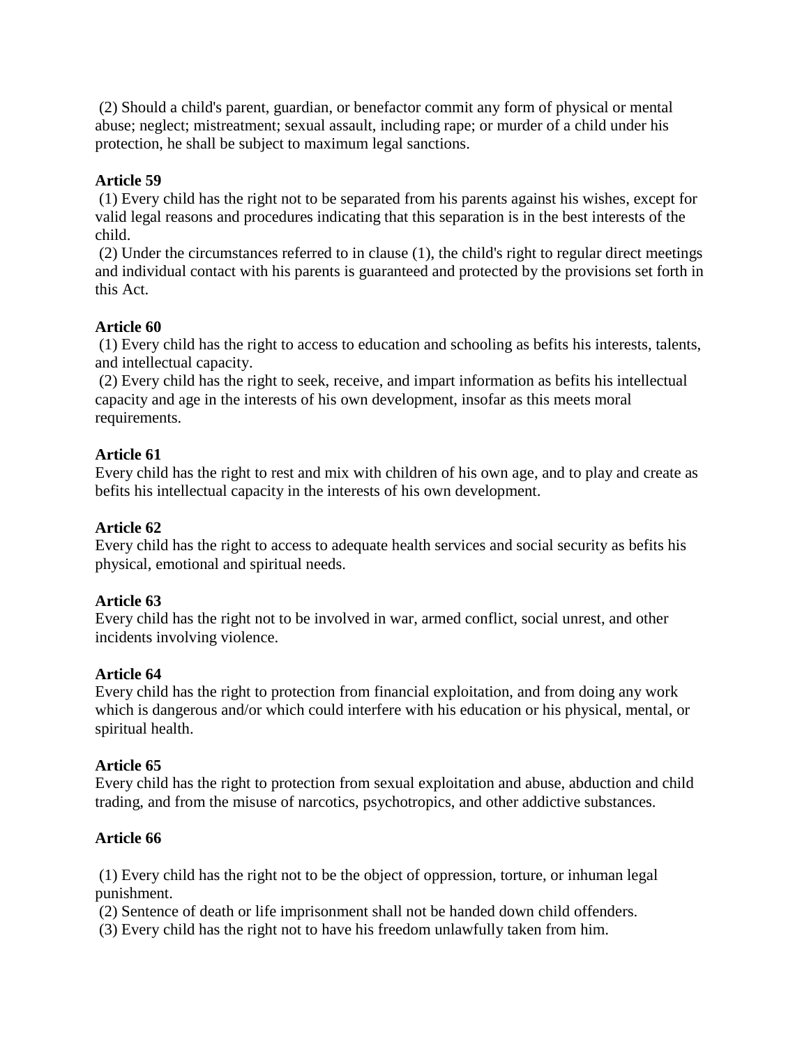(2) Should a child's parent, guardian, or benefactor commit any form of physical or mental abuse; neglect; mistreatment; sexual assault, including rape; or murder of a child under his protection, he shall be subject to maximum legal sanctions.

**Article 59**

(1) Every child has the right not to be separated from his parents against his wishes, except for valid legal reasons and procedures indicating that this separation is in the best interests of the child.

(2) Under the circumstances referred to in clause (1), the child's right to regular direct meetings and individual contact with his parents is guaranteed and protected by the provisions set forth in this Act.

**Article 60**

(1) Every child has the right to access to education and schooling as befits his interests, talents, and intellectual capacity.

(2) Every child has the right to seek, receive, and impart information as befits his intellectual capacity and age in the interests of his own development, insofar as this meets moral requirements.

**Article 61**

Every child has the right to rest and mix with children of his own age, and to play and create as befits his intellectual capacity in the interests of his own development.

**Article 62**

Every child has the right to access to adequate health services and social security as befits his physical, emotional and spiritual needs.

**Article 63**

Every child has the right not to be involved in war, armed conflict, social unrest, and other incidents involving violence.

**Article 64**

Every child has the right to protection from financial exploitation, and from doing any work which is dangerous and/or which could interfere with his education or his physical, mental, or spiritual health.

**Article 65**

Every child has the right to protection from sexual exploitation and abuse, abduction and child trading, and from the misuse of narcotics, psychotropics, and other addictive substances.

**Article 66**

(1) Every child has the right not to be the object of oppression, torture, or inhuman legal punishment.

(2) Sentence of death or life imprisonment shall not be handed down child offenders.

(3) Every child has the right not to have his freedom unlawfully taken from him.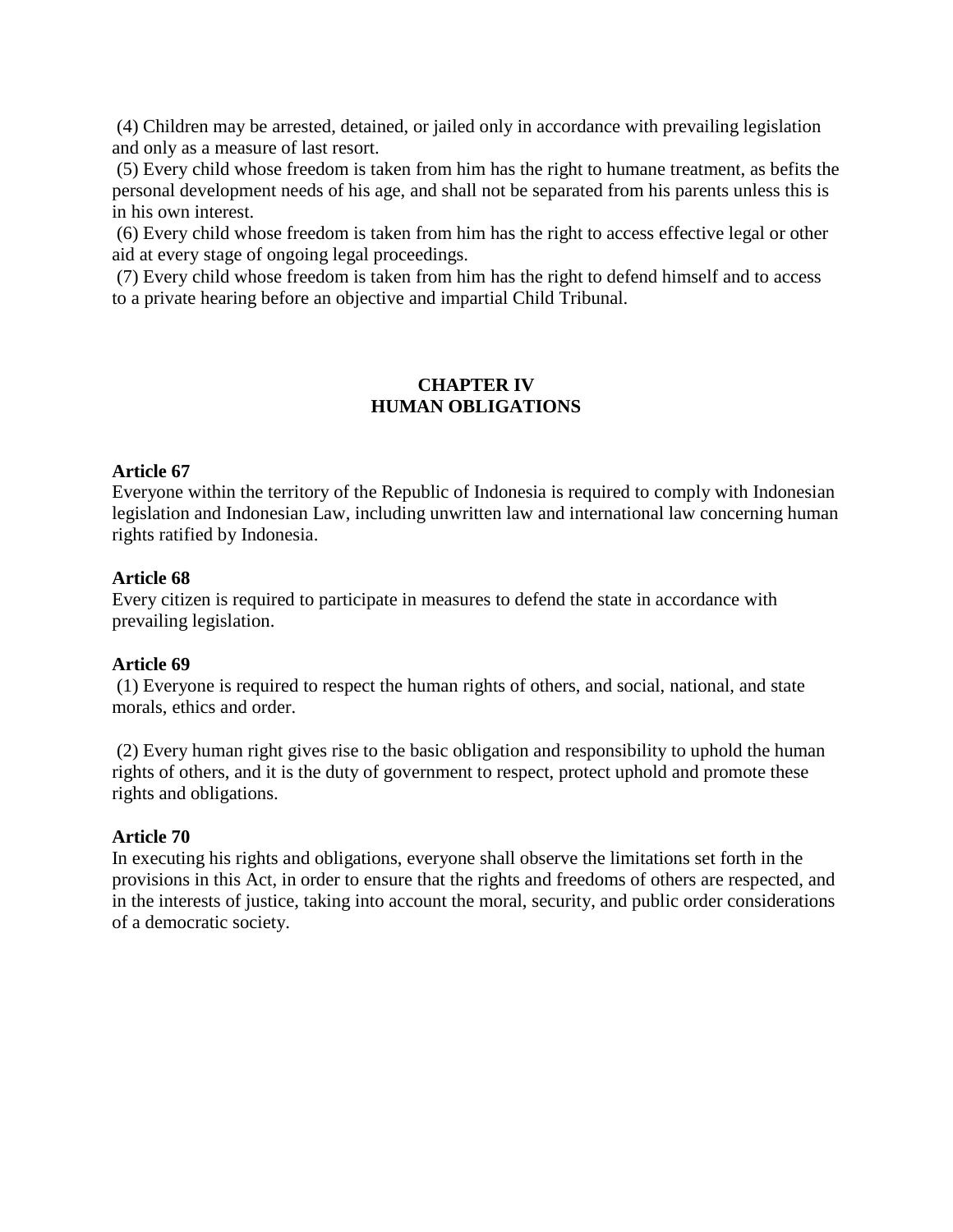(4) Children may be arrested, detained, or jailed only in accordance with prevailing legislation and only as a measure of last resort.

(5) Every child whose freedom is taken from him has the right to humane treatment, as befits the personal development needs of his age, and shall not be separated from his parents unless this is in his own interest.

(6) Every child whose freedom is taken from him has the right to access effective legal or other aid at every stage of ongoing legal proceedings.

(7) Every child whose freedom is taken from him has the right to defend himself and to access to a private hearing before an objective and impartial Child Tribunal.

## CHAPTER IV
## HUMAN OBLIGATIONS

**Article 67**

Everyone within the territory of the Republic of Indonesia is required to comply with Indonesian legislation and Indonesian Law, including unwritten law and international law concerning human rights ratified by Indonesia.

**Article 68**

Every citizen is required to participate in measures to defend the state in accordance with prevailing legislation.

**Article 69**

(1) Everyone is required to respect the human rights of others, and social, national, and state morals, ethics and order.

(2) Every human right gives rise to the basic obligation and responsibility to uphold the human rights of others, and it is the duty of government to respect, protect uphold and promote these rights and obligations.

**Article 70**

In executing his rights and obligations, everyone shall observe the limitations set forth in the provisions in this Act, in order to ensure that the rights and freedoms of others are respected, and in the interests of justice, taking into account the moral, security, and public order considerations of a democratic society.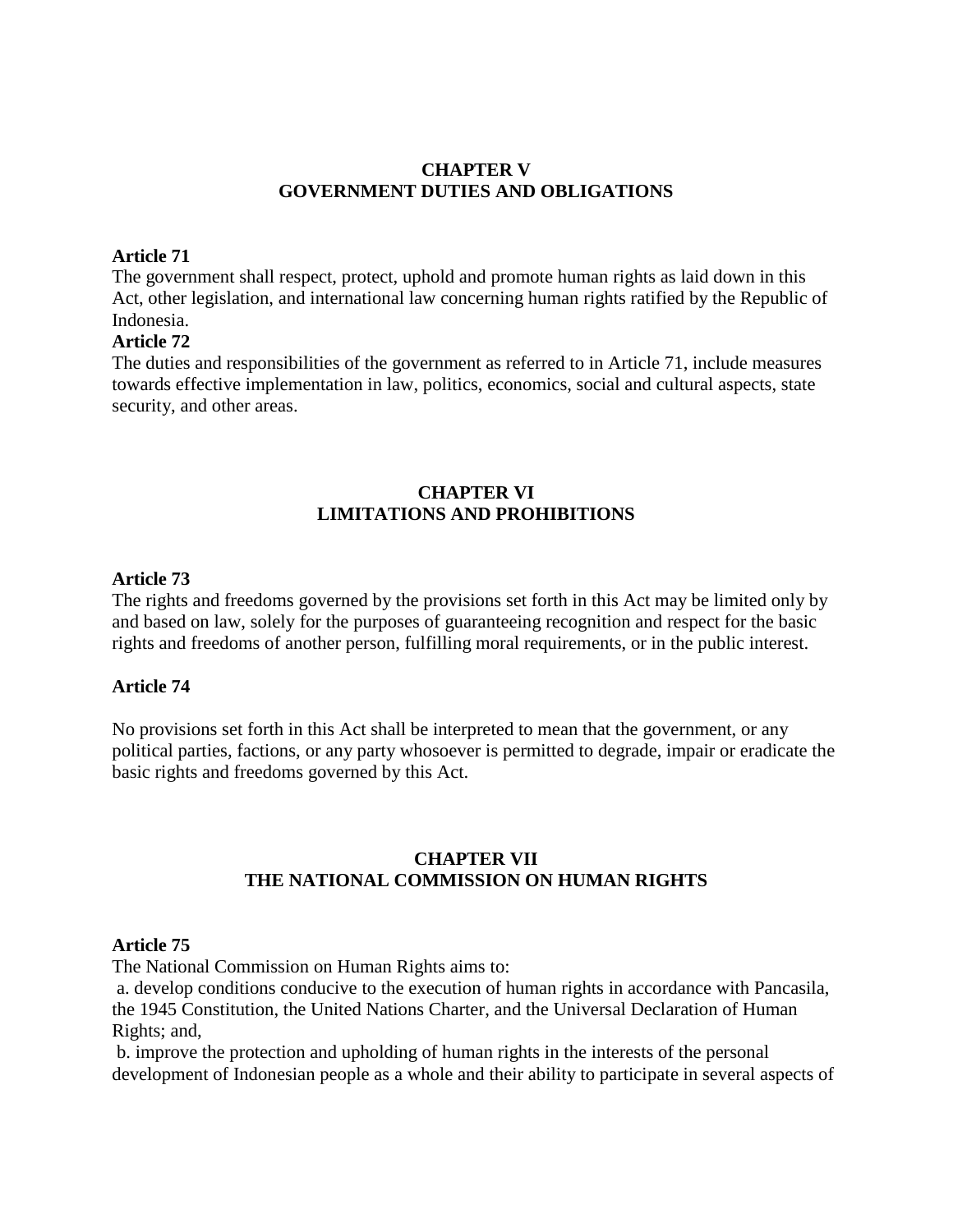## CHAPTER V
## GOVERNMENT DUTIES AND OBLIGATIONS

**Article 71**

The government shall respect, protect, uphold and promote human rights as laid down in this Act, other legislation, and international law concerning human rights ratified by the Republic of Indonesia.

**Article 72**

The duties and responsibilities of the government as referred to in Article 71, include measures towards effective implementation in law, politics, economics, social and cultural aspects, state security, and other areas.

## CHAPTER VI
## LIMITATIONS AND PROHIBITIONS

**Article 73**

The rights and freedoms governed by the provisions set forth in this Act may be limited only by and based on law, solely for the purposes of guaranteeing recognition and respect for the basic rights and freedoms of another person, fulfilling moral requirements, or in the public interest.

**Article 74**

No provisions set forth in this Act shall be interpreted to mean that the government, or any political parties, factions, or any party whosoever is permitted to degrade, impair or eradicate the basic rights and freedoms governed by this Act.

## CHAPTER VII
## THE NATIONAL COMMISSION ON HUMAN RIGHTS

**Article 75**

The National Commission on Human Rights aims to:

a. develop conditions conducive to the execution of human rights in accordance with Pancasila, the 1945 Constitution, the United Nations Charter, and the Universal Declaration of Human Rights; and,

b. improve the protection and upholding of human rights in the interests of the personal development of Indonesian people as a whole and their ability to participate in several aspects of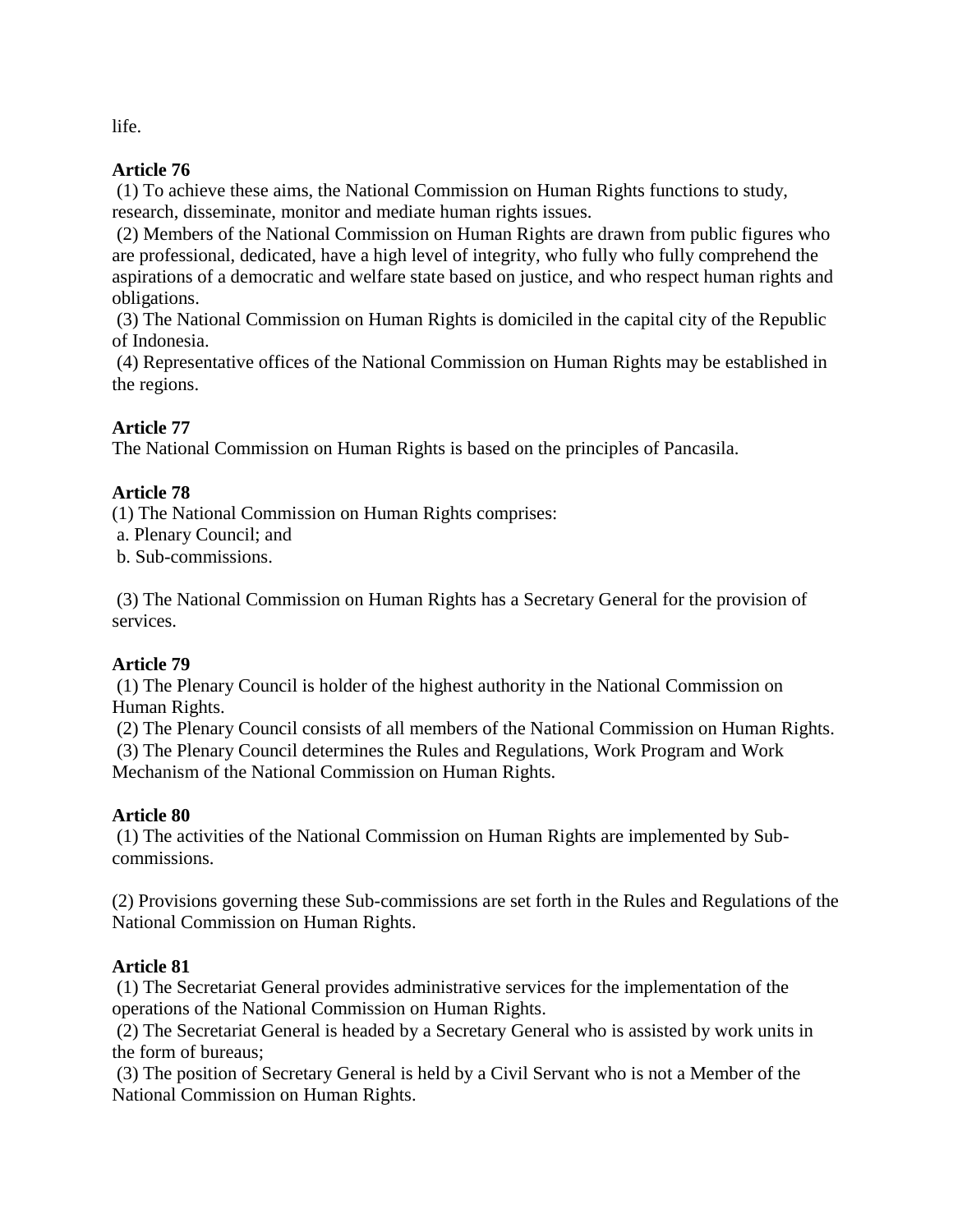life.

**Article 76**

(1) To achieve these aims, the National Commission on Human Rights functions to study, research, disseminate, monitor and mediate human rights issues.

(2) Members of the National Commission on Human Rights are drawn from public figures who are professional, dedicated, have a high level of integrity, who fully who fully comprehend the aspirations of a democratic and welfare state based on justice, and who respect human rights and obligations.

(3) The National Commission on Human Rights is domiciled in the capital city of the Republic of Indonesia.

(4) Representative offices of the National Commission on Human Rights may be established in the regions.

**Article 77**

The National Commission on Human Rights is based on the principles of Pancasila.

**Article 78**

(1) The National Commission on Human Rights comprises:

a. Plenary Council; and

b. Sub-commissions.

(3) The National Commission on Human Rights has a Secretary General for the provision of services.

**Article 79**

(1) The Plenary Council is holder of the highest authority in the National Commission on Human Rights.

(2) The Plenary Council consists of all members of the National Commission on Human Rights.

(3) The Plenary Council determines the Rules and Regulations, Work Program and Work Mechanism of the National Commission on Human Rights.

**Article 80**

(1) The activities of the National Commission on Human Rights are implemented by Sub-commissions.

(2) Provisions governing these Sub-commissions are set forth in the Rules and Regulations of the National Commission on Human Rights.

**Article 81**

(1) The Secretariat General provides administrative services for the implementation of the operations of the National Commission on Human Rights.

(2) The Secretariat General is headed by a Secretary General who is assisted by work units in the form of bureaus;

(3) The position of Secretary General is held by a Civil Servant who is not a Member of the National Commission on Human Rights.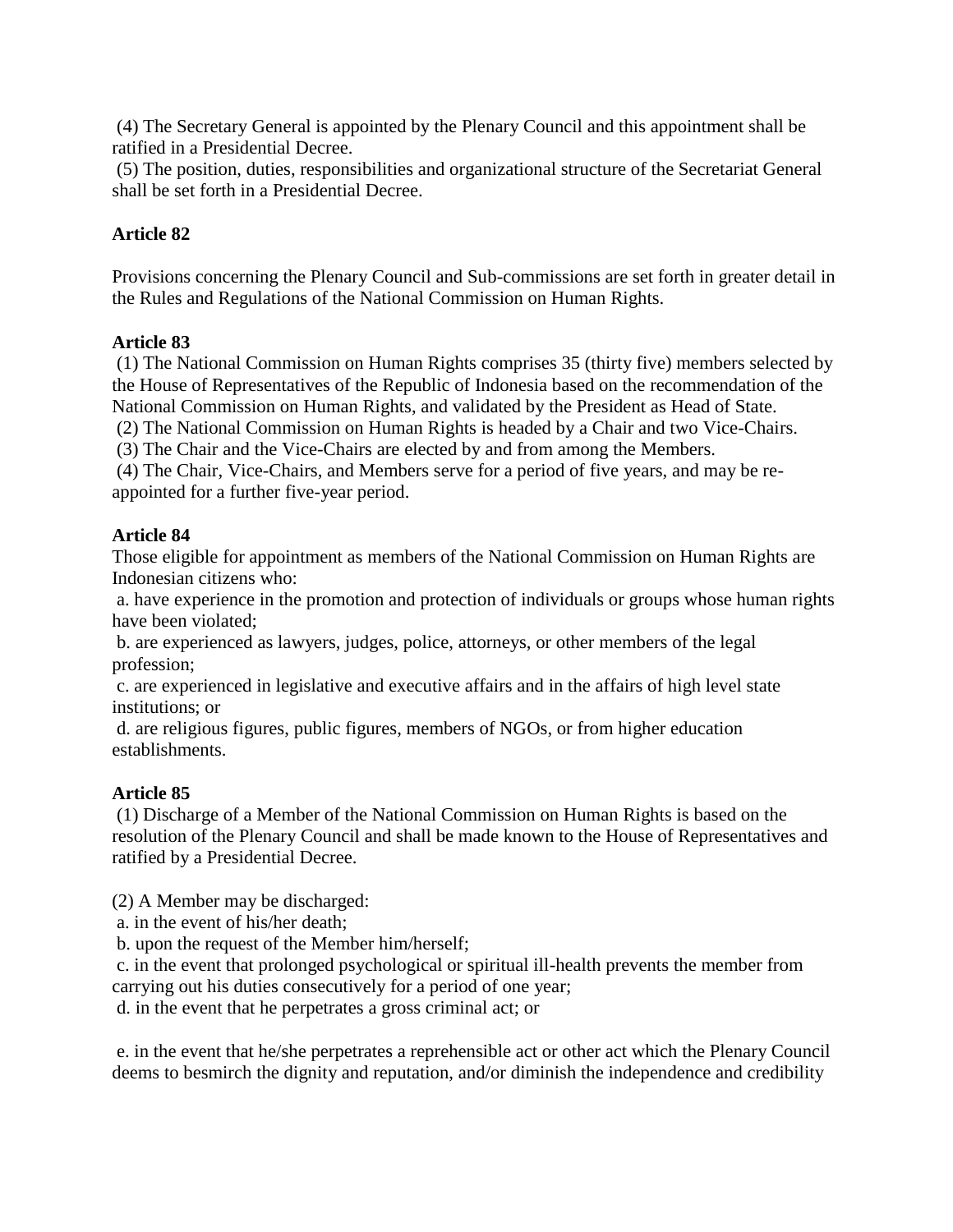(4) The Secretary General is appointed by the Plenary Council and this appointment shall be ratified in a Presidential Decree.
(5) The position, duties, responsibilities and organizational structure of the Secretariat General shall be set forth in a Presidential Decree.

**Article 82**

Provisions concerning the Plenary Council and Sub-commissions are set forth in greater detail in the Rules and Regulations of the National Commission on Human Rights.

**Article 83**

(1) The National Commission on Human Rights comprises 35 (thirty five) members selected by the House of Representatives of the Republic of Indonesia based on the recommendation of the National Commission on Human Rights, and validated by the President as Head of State.
(2) The National Commission on Human Rights is headed by a Chair and two Vice-Chairs.
(3) The Chair and the Vice-Chairs are elected by and from among the Members.
(4) The Chair, Vice-Chairs, and Members serve for a period of five years, and may be re-appointed for a further five-year period.

**Article 84**

Those eligible for appointment as members of the National Commission on Human Rights are Indonesian citizens who:
a. have experience in the promotion and protection of individuals or groups whose human rights have been violated;
b. are experienced as lawyers, judges, police, attorneys, or other members of the legal profession;
c. are experienced in legislative and executive affairs and in the affairs of high level state institutions; or
d. are religious figures, public figures, members of NGOs, or from higher education establishments.

**Article 85**

(1) Discharge of a Member of the National Commission on Human Rights is based on the resolution of the Plenary Council and shall be made known to the House of Representatives and ratified by a Presidential Decree.

(2) A Member may be discharged:
a. in the event of his/her death;
b. upon the request of the Member him/herself;
c. in the event that prolonged psychological or spiritual ill-health prevents the member from carrying out his duties consecutively for a period of one year;
d. in the event that he perpetrates a gross criminal act; or

e. in the event that he/she perpetrates a reprehensible act or other act which the Plenary Council deems to besmirch the dignity and reputation, and/or diminish the independence and credibility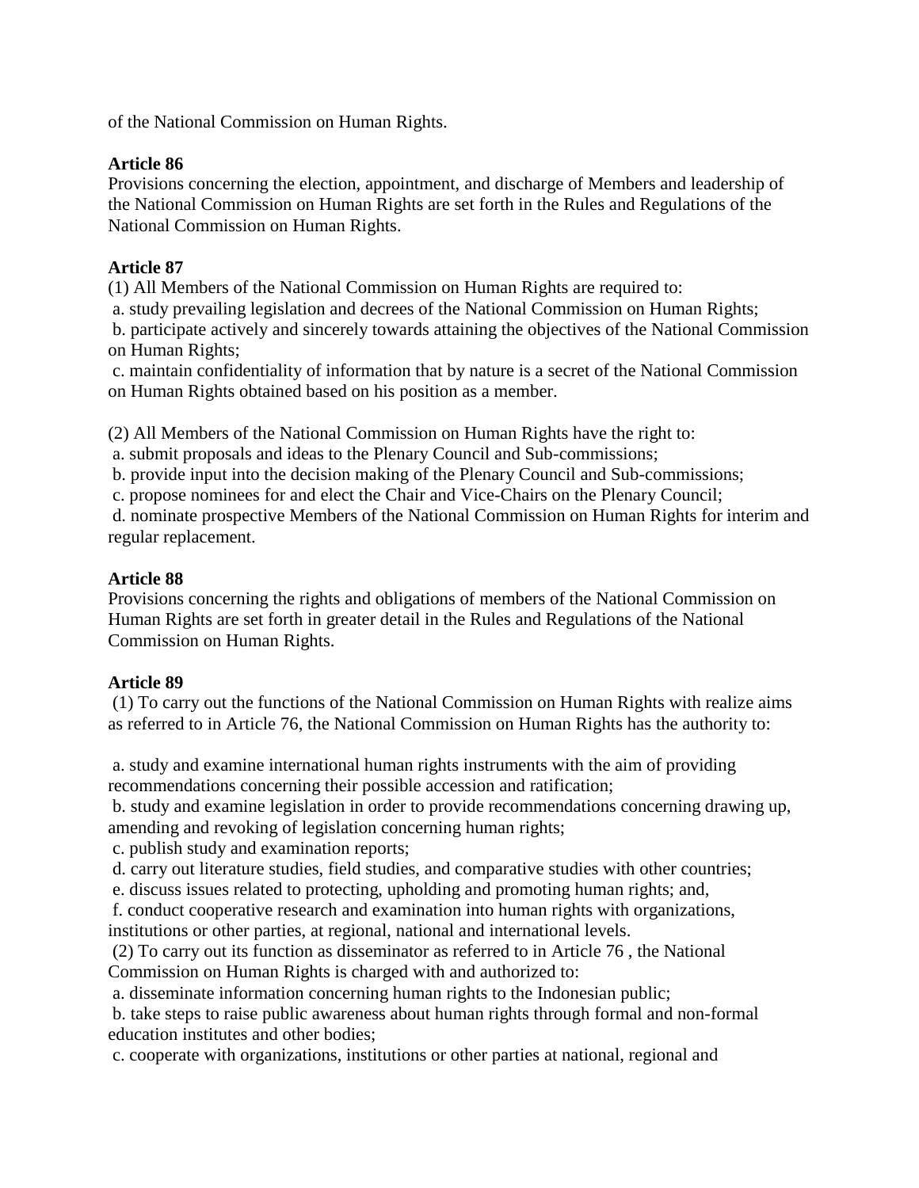of the National Commission on Human Rights.

**Article 86**

Provisions concerning the election, appointment, and discharge of Members and leadership of the National Commission on Human Rights are set forth in the Rules and Regulations of the National Commission on Human Rights.

**Article 87**

(1) All Members of the National Commission on Human Rights are required to:

a. study prevailing legislation and decrees of the National Commission on Human Rights;

b. participate actively and sincerely towards attaining the objectives of the National Commission on Human Rights;

c. maintain confidentiality of information that by nature is a secret of the National Commission on Human Rights obtained based on his position as a member.

(2) All Members of the National Commission on Human Rights have the right to:

a. submit proposals and ideas to the Plenary Council and Sub-commissions;

b. provide input into the decision making of the Plenary Council and Sub-commissions;

c. propose nominees for and elect the Chair and Vice-Chairs on the Plenary Council;

d. nominate prospective Members of the National Commission on Human Rights for interim and regular replacement.

**Article 88**

Provisions concerning the rights and obligations of members of the National Commission on Human Rights are set forth in greater detail in the Rules and Regulations of the National Commission on Human Rights.

**Article 89**

(1) To carry out the functions of the National Commission on Human Rights with realize aims as referred to in Article 76, the National Commission on Human Rights has the authority to:

a. study and examine international human rights instruments with the aim of providing recommendations concerning their possible accession and ratification;

b. study and examine legislation in order to provide recommendations concerning drawing up, amending and revoking of legislation concerning human rights;

c. publish study and examination reports;

d. carry out literature studies, field studies, and comparative studies with other countries;

e. discuss issues related to protecting, upholding and promoting human rights; and,

f. conduct cooperative research and examination into human rights with organizations, institutions or other parties, at regional, national and international levels.

(2) To carry out its function as disseminator as referred to in Article 76 , the National Commission on Human Rights is charged with and authorized to:

a. disseminate information concerning human rights to the Indonesian public;

b. take steps to raise public awareness about human rights through formal and non-formal education institutes and other bodies;

c. cooperate with organizations, institutions or other parties at national, regional and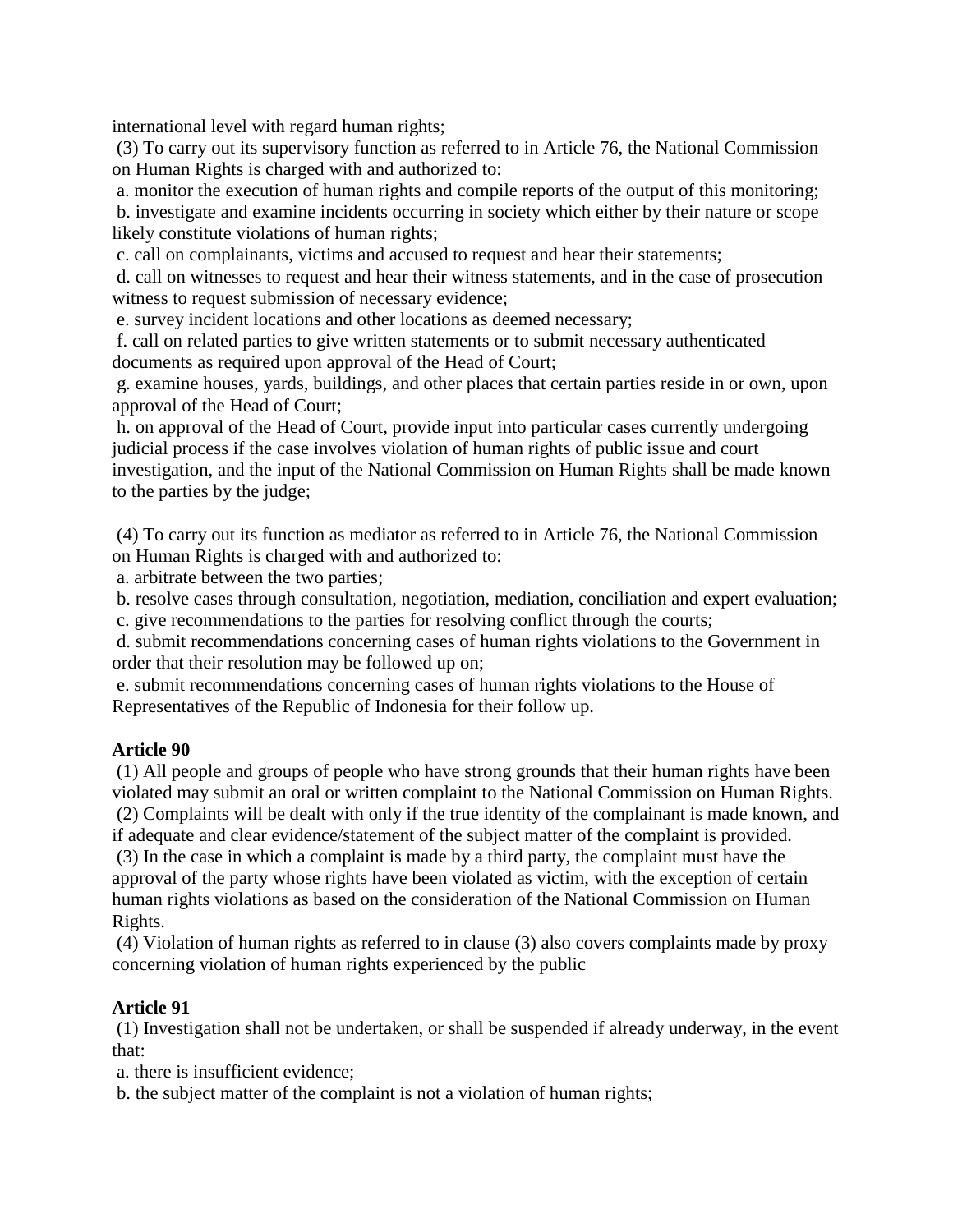international level with regard human rights;

(3) To carry out its supervisory function as referred to in Article 76, the National Commission on Human Rights is charged with and authorized to:

a. monitor the execution of human rights and compile reports of the output of this monitoring;
b. investigate and examine incidents occurring in society which either by their nature or scope likely constitute violations of human rights;
c. call on complainants, victims and accused to request and hear their statements;
d. call on witnesses to request and hear their witness statements, and in the case of prosecution witness to request submission of necessary evidence;
e. survey incident locations and other locations as deemed necessary;
f. call on related parties to give written statements or to submit necessary authenticated documents as required upon approval of the Head of Court;
g. examine houses, yards, buildings, and other places that certain parties reside in or own, upon approval of the Head of Court;
h. on approval of the Head of Court, provide input into particular cases currently undergoing judicial process if the case involves violation of human rights of public issue and court investigation, and the input of the National Commission on Human Rights shall be made known to the parties by the judge;

(4) To carry out its function as mediator as referred to in Article 76, the National Commission on Human Rights is charged with and authorized to:

a. arbitrate between the two parties;
b. resolve cases through consultation, negotiation, mediation, conciliation and expert evaluation;
c. give recommendations to the parties for resolving conflict through the courts;
d. submit recommendations concerning cases of human rights violations to the Government in order that their resolution may be followed up on;
e. submit recommendations concerning cases of human rights violations to the House of Representatives of the Republic of Indonesia for their follow up.

**Article 90**

(1) All people and groups of people who have strong grounds that their human rights have been violated may submit an oral or written complaint to the National Commission on Human Rights.
(2) Complaints will be dealt with only if the true identity of the complainant is made known, and if adequate and clear evidence/statement of the subject matter of the complaint is provided.
(3) In the case in which a complaint is made by a third party, the complaint must have the approval of the party whose rights have been violated as victim, with the exception of certain human rights violations as based on the consideration of the National Commission on Human Rights.
(4) Violation of human rights as referred to in clause (3) also covers complaints made by proxy concerning violation of human rights experienced by the public

**Article 91**

(1) Investigation shall not be undertaken, or shall be suspended if already underway, in the event that:

a. there is insufficient evidence;
b. the subject matter of the complaint is not a violation of human rights;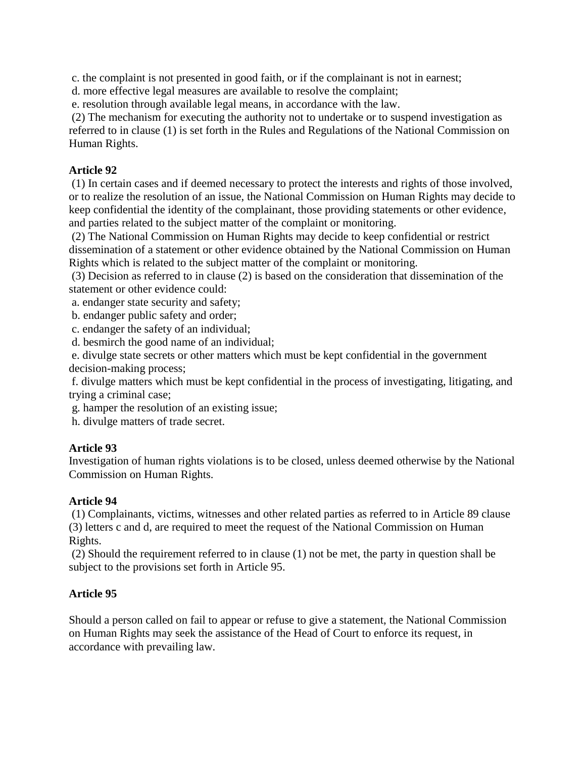c. the complaint is not presented in good faith, or if the complainant is not in earnest;
d. more effective legal measures are available to resolve the complaint;
e. resolution through available legal means, in accordance with the law.
(2) The mechanism for executing the authority not to undertake or to suspend investigation as referred to in clause (1) is set forth in the Rules and Regulations of the National Commission on Human Rights.

**Article 92**

(1) In certain cases and if deemed necessary to protect the interests and rights of those involved, or to realize the resolution of an issue, the National Commission on Human Rights may decide to keep confidential the identity of the complainant, those providing statements or other evidence, and parties related to the subject matter of the complaint or monitoring.
(2) The National Commission on Human Rights may decide to keep confidential or restrict dissemination of a statement or other evidence obtained by the National Commission on Human Rights which is related to the subject matter of the complaint or monitoring.
(3) Decision as referred to in clause (2) is based on the consideration that dissemination of the statement or other evidence could:
a. endanger state security and safety;
b. endanger public safety and order;
c. endanger the safety of an individual;
d. besmirch the good name of an individual;
e. divulge state secrets or other matters which must be kept confidential in the government decision-making process;
f. divulge matters which must be kept confidential in the process of investigating, litigating, and trying a criminal case;
g. hamper the resolution of an existing issue;
h. divulge matters of trade secret.

**Article 93**

Investigation of human rights violations is to be closed, unless deemed otherwise by the National Commission on Human Rights.

**Article 94**

(1) Complainants, victims, witnesses and other related parties as referred to in Article 89 clause (3) letters c and d, are required to meet the request of the National Commission on Human Rights.
(2) Should the requirement referred to in clause (1) not be met, the party in question shall be subject to the provisions set forth in Article 95.

**Article 95**

Should a person called on fail to appear or refuse to give a statement, the National Commission on Human Rights may seek the assistance of the Head of Court to enforce its request, in accordance with prevailing law.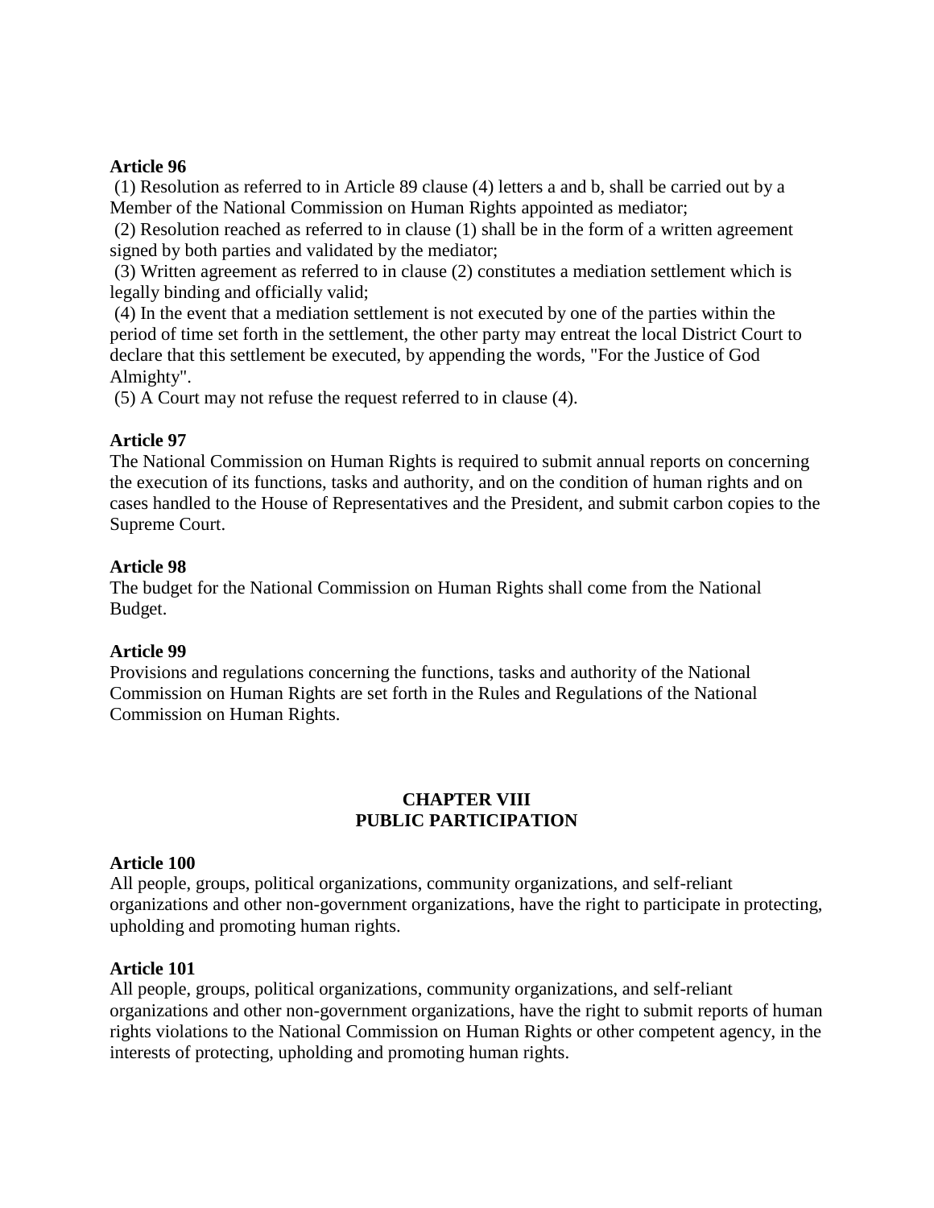**Article 96**

(1) Resolution as referred to in Article 89 clause (4) letters a and b, shall be carried out by a Member of the National Commission on Human Rights appointed as mediator;

(2) Resolution reached as referred to in clause (1) shall be in the form of a written agreement signed by both parties and validated by the mediator;

(3) Written agreement as referred to in clause (2) constitutes a mediation settlement which is legally binding and officially valid;

(4) In the event that a mediation settlement is not executed by one of the parties within the period of time set forth in the settlement, the other party may entreat the local District Court to declare that this settlement be executed, by appending the words, "For the Justice of God Almighty".

(5) A Court may not refuse the request referred to in clause (4).

**Article 97**

The National Commission on Human Rights is required to submit annual reports on concerning the execution of its functions, tasks and authority, and on the condition of human rights and on cases handled to the House of Representatives and the President, and submit carbon copies to the Supreme Court.

**Article 98**

The budget for the National Commission on Human Rights shall come from the National Budget.

**Article 99**

Provisions and regulations concerning the functions, tasks and authority of the National Commission on Human Rights are set forth in the Rules and Regulations of the National Commission on Human Rights.

## CHAPTER VIII
## PUBLIC PARTICIPATION

**Article 100**

All people, groups, political organizations, community organizations, and self-reliant organizations and other non-government organizations, have the right to participate in protecting, upholding and promoting human rights.

**Article 101**

All people, groups, political organizations, community organizations, and self-reliant organizations and other non-government organizations, have the right to submit reports of human rights violations to the National Commission on Human Rights or other competent agency, in the interests of protecting, upholding and promoting human rights.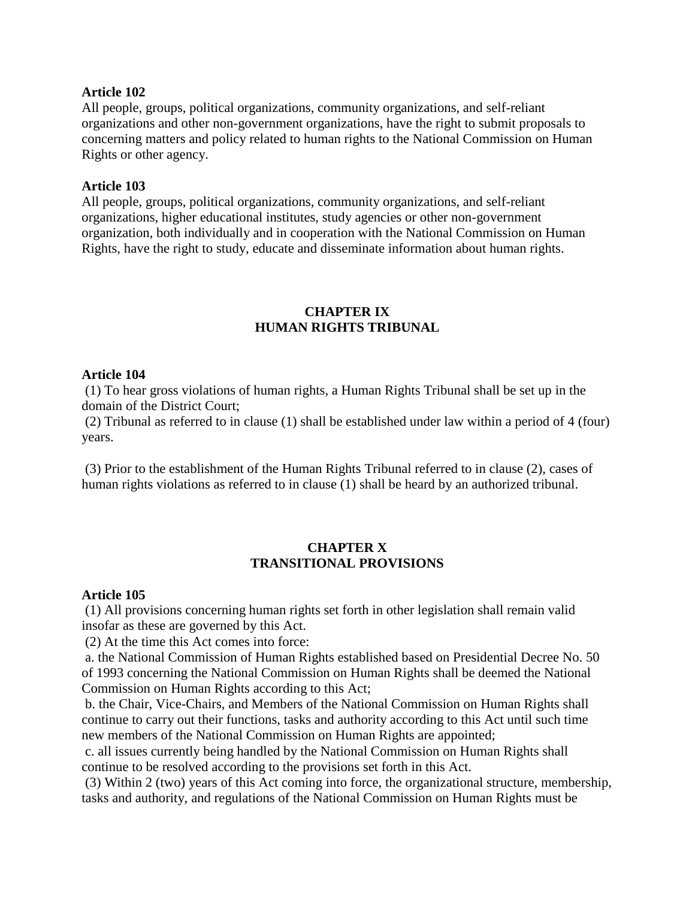**Article 102**

All people, groups, political organizations, community organizations, and self-reliant organizations and other non-government organizations, have the right to submit proposals to concerning matters and policy related to human rights to the National Commission on Human Rights or other agency.

**Article 103**

All people, groups, political organizations, community organizations, and self-reliant organizations, higher educational institutes, study agencies or other non-government organization, both individually and in cooperation with the National Commission on Human Rights, have the right to study, educate and disseminate information about human rights.

## CHAPTER IX
## HUMAN RIGHTS TRIBUNAL

**Article 104**

(1) To hear gross violations of human rights, a Human Rights Tribunal shall be set up in the domain of the District Court;

(2) Tribunal as referred to in clause (1) shall be established under law within a period of 4 (four) years.

(3) Prior to the establishment of the Human Rights Tribunal referred to in clause (2), cases of human rights violations as referred to in clause (1) shall be heard by an authorized tribunal.

## CHAPTER X
## TRANSITIONAL PROVISIONS

**Article 105**

(1) All provisions concerning human rights set forth in other legislation shall remain valid insofar as these are governed by this Act.

(2) At the time this Act comes into force:

a. the National Commission of Human Rights established based on Presidential Decree No. 50 of 1993 concerning the National Commission on Human Rights shall be deemed the National Commission on Human Rights according to this Act;

b. the Chair, Vice-Chairs, and Members of the National Commission on Human Rights shall continue to carry out their functions, tasks and authority according to this Act until such time new members of the National Commission on Human Rights are appointed;

c. all issues currently being handled by the National Commission on Human Rights shall continue to be resolved according to the provisions set forth in this Act.

(3) Within 2 (two) years of this Act coming into force, the organizational structure, membership, tasks and authority, and regulations of the National Commission on Human Rights must be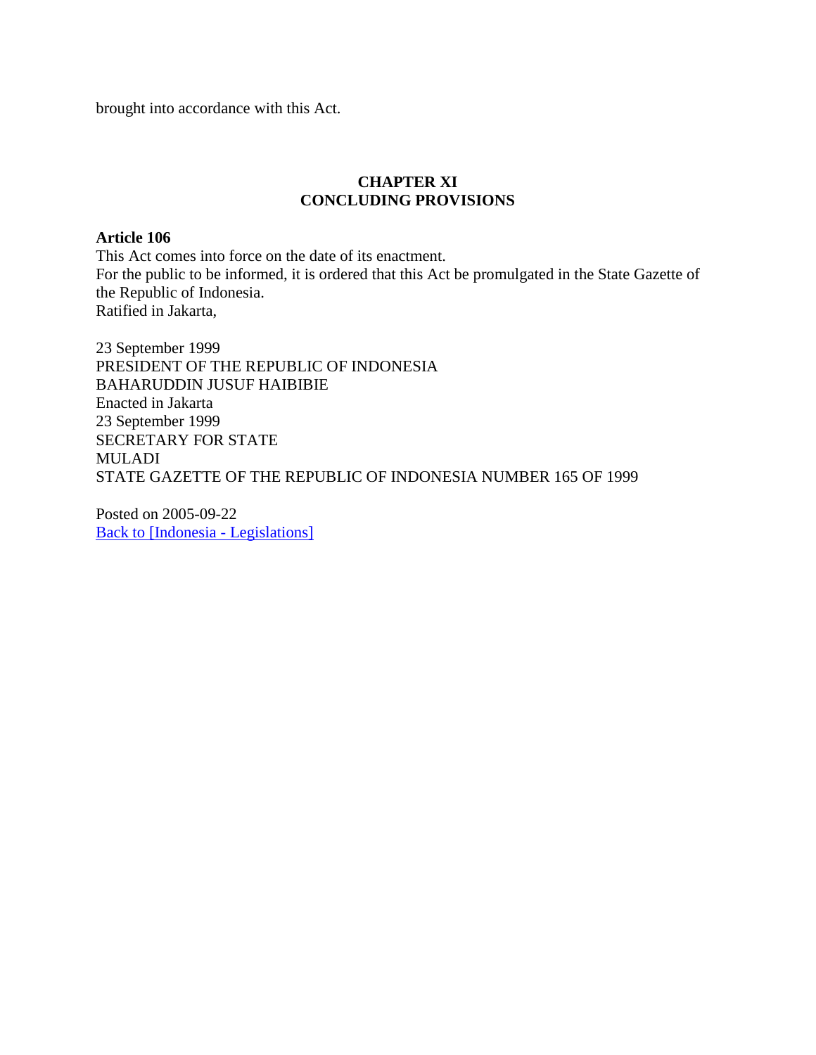brought into accordance with this Act.

## CHAPTER XI
## CONCLUDING PROVISIONS

**Article 106**

This Act comes into force on the date of its enactment.
For the public to be informed, it is ordered that this Act be promulgated in the State Gazette of the Republic of Indonesia.
Ratified in Jakarta,

23 September 1999
PRESIDENT OF THE REPUBLIC OF INDONESIA
BAHARUDDIN JUSUF HAIBIBIE
Enacted in Jakarta
23 September 1999
SECRETARY FOR STATE
MULADI
STATE GAZETTE OF THE REPUBLIC OF INDONESIA NUMBER 165 OF 1999

Posted on 2005-09-22
Back to [Indonesia - Legislations]